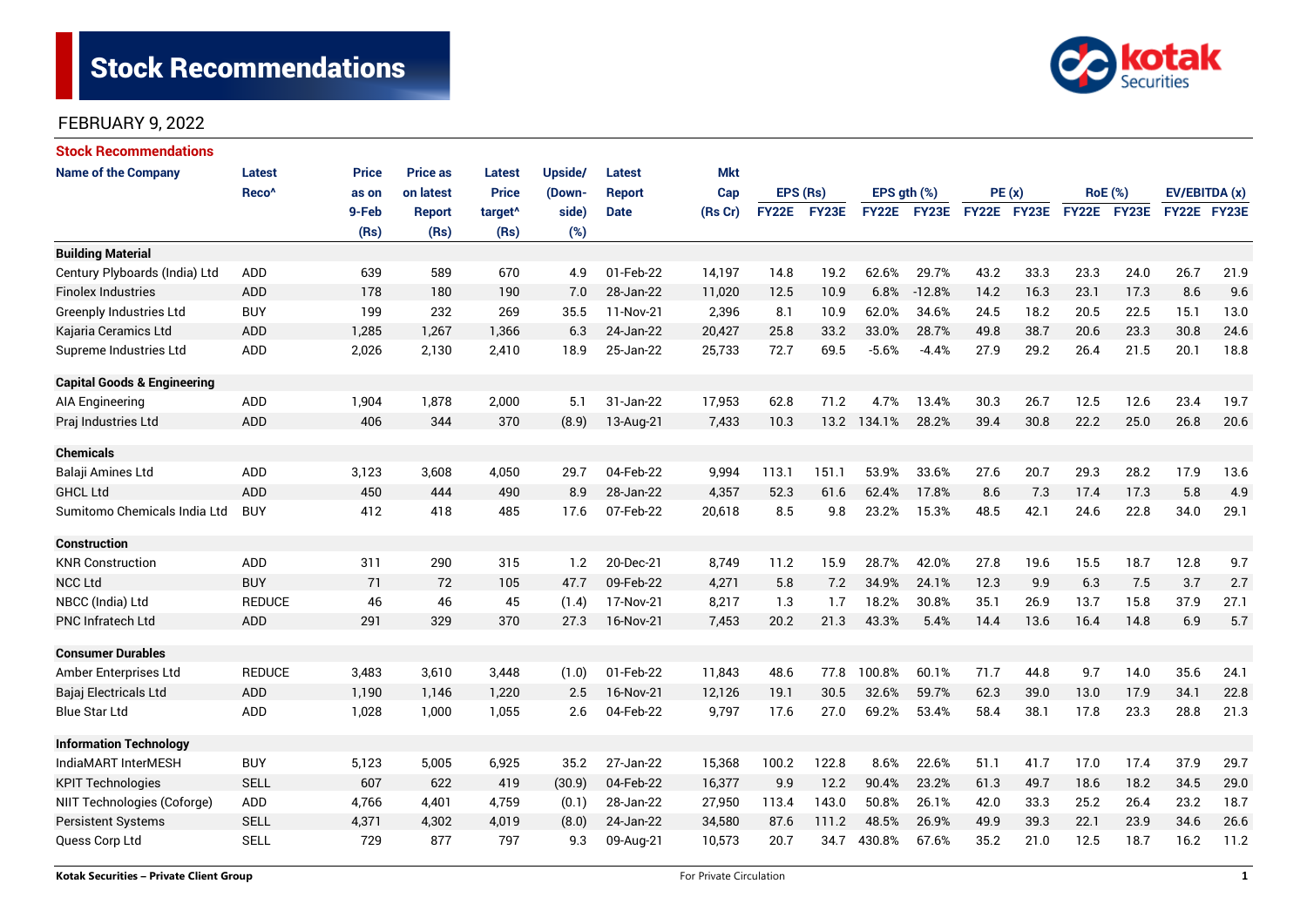# Stock Recommendations

FEBRUARY 9, 2022

## Stock Recommendations

| Name of the Company | Latest Reco^ | Price as on 9-Feb (Rs) | Price as on latest Report (Rs) | Latest Price target^ (Rs) | Upside/ (Down-side) (%) | Latest Report Date | Mkt Cap (Rs Cr) | EPS (Rs) | | EPS gth (%) | | PE (x) | | RoE (%) | | EV/EBITDA (x) | |
|---|---|---|---|---|---|---|---|---|---|---|---|---|---|---|---|---|---|
| | | | | | | | | FY22E | FY23E | FY22E | FY23E | FY22E | FY23E | FY22E | FY23E | FY22E | FY23E |
| **Building Material** | | | | | | | | | | | | | | | | | |
| Century Plyboards (India) Ltd | ADD | 639 | 589 | 670 | 4.9 | 01-Feb-22 | 14,197 | 14.8 | 19.2 | 62.6% | 29.7% | 43.2 | 33.3 | 23.3 | 24.0 | 26.7 | 21.9 |
| Finolex Industries | ADD | 178 | 180 | 190 | 7.0 | 28-Jan-22 | 11,020 | 12.5 | 10.9 | 6.8% | -12.8% | 14.2 | 16.3 | 23.1 | 17.3 | 8.6 | 9.6 |
| Greenply Industries Ltd | BUY | 199 | 232 | 269 | 35.5 | 11-Nov-21 | 2,396 | 8.1 | 10.9 | 62.0% | 34.6% | 24.5 | 18.2 | 20.5 | 22.5 | 15.1 | 13.0 |
| Kajaria Ceramics Ltd | ADD | 1,285 | 1,267 | 1,366 | 6.3 | 24-Jan-22 | 20,427 | 25.8 | 33.2 | 33.0% | 28.7% | 49.8 | 38.7 | 20.6 | 23.3 | 30.8 | 24.6 |
| Supreme Industries Ltd | ADD | 2,026 | 2,130 | 2,410 | 18.9 | 25-Jan-22 | 25,733 | 72.7 | 69.5 | -5.6% | -4.4% | 27.9 | 29.2 | 26.4 | 21.5 | 20.1 | 18.8 |
| **Capital Goods & Engineering** | | | | | | | | | | | | | | | | | |
| AIA Engineering | ADD | 1,904 | 1,878 | 2,000 | 5.1 | 31-Jan-22 | 17,953 | 62.8 | 71.2 | 4.7% | 13.4% | 30.3 | 26.7 | 12.5 | 12.6 | 23.4 | 19.7 |
| Praj Industries Ltd | ADD | 406 | 344 | 370 | (8.9) | 13-Aug-21 | 7,433 | 10.3 | 13.2 | 134.1% | 28.2% | 39.4 | 30.8 | 22.2 | 25.0 | 26.8 | 20.6 |
| **Chemicals** | | | | | | | | | | | | | | | | | |
| Balaji Amines Ltd | ADD | 3,123 | 3,608 | 4,050 | 29.7 | 04-Feb-22 | 9,994 | 113.1 | 151.1 | 53.9% | 33.6% | 27.6 | 20.7 | 29.3 | 28.2 | 17.9 | 13.6 |
| GHCL Ltd | ADD | 450 | 444 | 490 | 8.9 | 28-Jan-22 | 4,357 | 52.3 | 61.6 | 62.4% | 17.8% | 8.6 | 7.3 | 17.4 | 17.3 | 5.8 | 4.9 |
| Sumitomo Chemicals India Ltd | BUY | 412 | 418 | 485 | 17.6 | 07-Feb-22 | 20,618 | 8.5 | 9.8 | 23.2% | 15.3% | 48.5 | 42.1 | 24.6 | 22.8 | 34.0 | 29.1 |
| **Construction** | | | | | | | | | | | | | | | | | |
| KNR Construction | ADD | 311 | 290 | 315 | 1.2 | 20-Dec-21 | 8,749 | 11.2 | 15.9 | 28.7% | 42.0% | 27.8 | 19.6 | 15.5 | 18.7 | 12.8 | 9.7 |
| NCC Ltd | BUY | 71 | 72 | 105 | 47.7 | 09-Feb-22 | 4,271 | 5.8 | 7.2 | 34.9% | 24.1% | 12.3 | 9.9 | 6.3 | 7.5 | 3.7 | 2.7 |
| NBCC (India) Ltd | REDUCE | 46 | 46 | 45 | (1.4) | 17-Nov-21 | 8,217 | 1.3 | 1.7 | 18.2% | 30.8% | 35.1 | 26.9 | 13.7 | 15.8 | 37.9 | 27.1 |
| PNC Infratech Ltd | ADD | 291 | 329 | 370 | 27.3 | 16-Nov-21 | 7,453 | 20.2 | 21.3 | 43.3% | 5.4% | 14.4 | 13.6 | 16.4 | 14.8 | 6.9 | 5.7 |
| **Consumer Durables** | | | | | | | | | | | | | | | | | |
| Amber Enterprises Ltd | REDUCE | 3,483 | 3,610 | 3,448 | (1.0) | 01-Feb-22 | 11,843 | 48.6 | 77.8 | 100.8% | 60.1% | 71.7 | 44.8 | 9.7 | 14.0 | 35.6 | 24.1 |
| Bajaj Electricals Ltd | ADD | 1,190 | 1,146 | 1,220 | 2.5 | 16-Nov-21 | 12,126 | 19.1 | 30.5 | 32.6% | 59.7% | 62.3 | 39.0 | 13.0 | 17.9 | 34.1 | 22.8 |
| Blue Star Ltd | ADD | 1,028 | 1,000 | 1,055 | 2.6 | 04-Feb-22 | 9,797 | 17.6 | 27.0 | 69.2% | 53.4% | 58.4 | 38.1 | 17.8 | 23.3 | 28.8 | 21.3 |
| **Information Technology** | | | | | | | | | | | | | | | | | |
| IndiaMART InterMESH | BUY | 5,123 | 5,005 | 6,925 | 35.2 | 27-Jan-22 | 15,368 | 100.2 | 122.8 | 8.6% | 22.6% | 51.1 | 41.7 | 17.0 | 17.4 | 37.9 | 29.7 |
| KPIT Technologies | SELL | 607 | 622 | 419 | (30.9) | 04-Feb-22 | 16,377 | 9.9 | 12.2 | 90.4% | 23.2% | 61.3 | 49.7 | 18.6 | 18.2 | 34.5 | 29.0 |
| NIIT Technologies (Coforge) | ADD | 4,766 | 4,401 | 4,759 | (0.1) | 28-Jan-22 | 27,950 | 113.4 | 143.0 | 50.8% | 26.1% | 42.0 | 33.3 | 25.2 | 26.4 | 23.2 | 18.7 |
| Persistent Systems | SELL | 4,371 | 4,302 | 4,019 | (8.0) | 24-Jan-22 | 34,580 | 87.6 | 111.2 | 48.5% | 26.9% | 49.9 | 39.3 | 22.1 | 23.9 | 34.6 | 26.6 |
| Quess Corp Ltd | SELL | 729 | 877 | 797 | 9.3 | 09-Aug-21 | 10,573 | 20.7 | 34.7 | 430.8% | 67.6% | 35.2 | 21.0 | 12.5 | 18.7 | 16.2 | 11.2 |

Kotak Securities – Private Client Group

For Private Circulation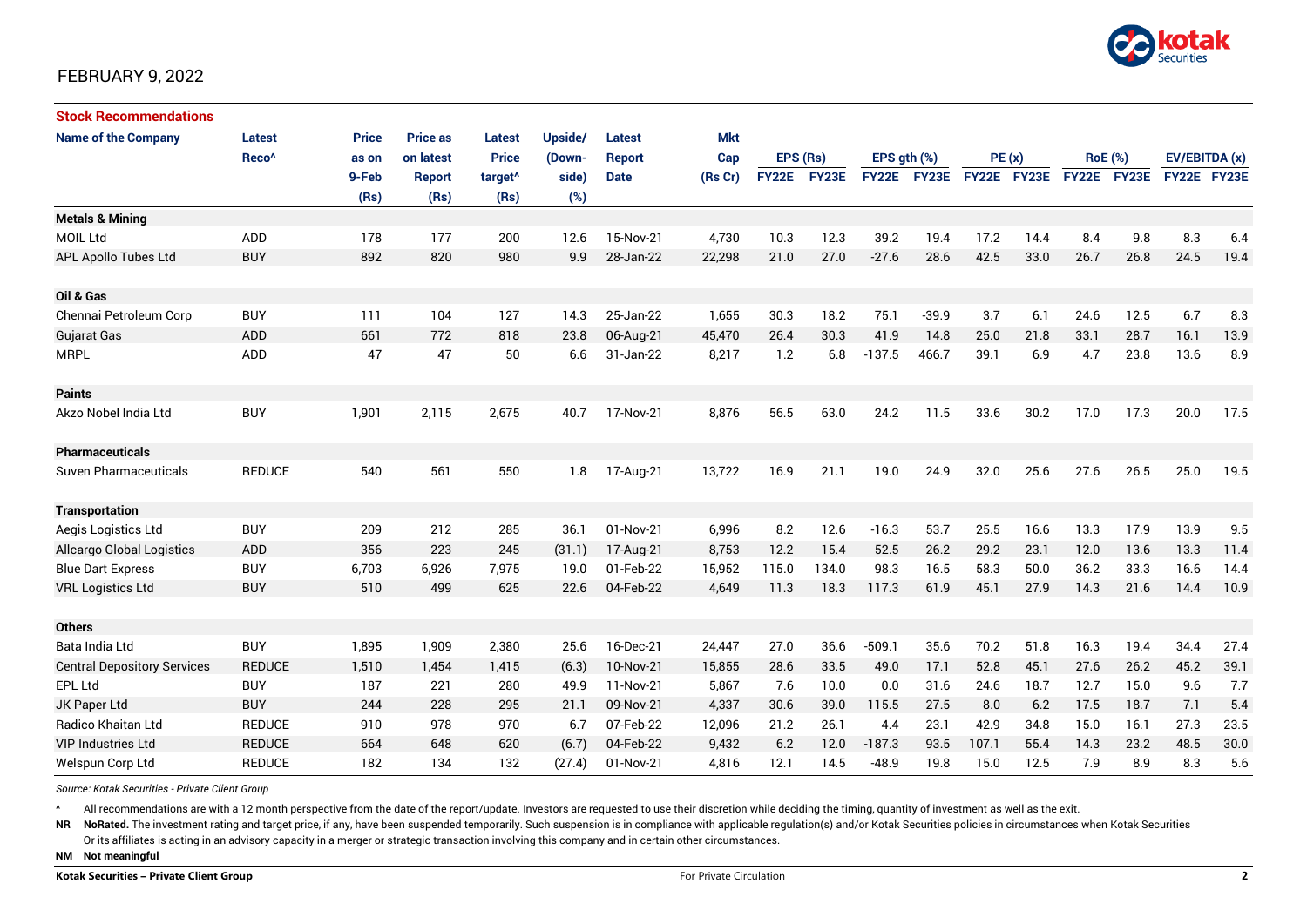FEBRUARY 9, 2022

## Stock Recommendations

| Name of the Company | Latest Reco^ | Price as on 9-Feb (Rs) | Price as on latest Report (Rs) | Latest Price target^ (Rs) | Upside/ (Down-side) (%) | Latest Report Date | Mkt Cap (Rs Cr) | EPS (Rs) FY22E | EPS (Rs) FY23E | EPS gth (%) FY22E | EPS gth (%) FY23E | PE (x) FY22E | PE (x) FY23E | RoE (%) FY22E | RoE (%) FY23E | EV/EBITDA (x) FY22E | EV/EBITDA (x) FY23E |
|---|---|---|---|---|---|---|---|---|---|---|---|---|---|---|---|---|---|
| **Metals & Mining** | | | | | | | | | | | | | | | | | |
| MOIL Ltd | ADD | 178 | 177 | 200 | 12.6 | 15-Nov-21 | 4,730 | 10.3 | 12.3 | 39.2 | 19.4 | 17.2 | 14.4 | 8.4 | 9.8 | 8.3 | 6.4 |
| APL Apollo Tubes Ltd | BUY | 892 | 820 | 980 | 9.9 | 28-Jan-22 | 22,298 | 21.0 | 27.0 | -27.6 | 28.6 | 42.5 | 33.0 | 26.7 | 26.8 | 24.5 | 19.4 |
| **Oil & Gas** | | | | | | | | | | | | | | | | | |
| Chennai Petroleum Corp | BUY | 111 | 104 | 127 | 14.3 | 25-Jan-22 | 1,655 | 30.3 | 18.2 | 75.1 | -39.9 | 3.7 | 6.1 | 24.6 | 12.5 | 6.7 | 8.3 |
| Gujarat Gas | ADD | 661 | 772 | 818 | 23.8 | 06-Aug-21 | 45,470 | 26.4 | 30.3 | 41.9 | 14.8 | 25.0 | 21.8 | 33.1 | 28.7 | 16.1 | 13.9 |
| MRPL | ADD | 47 | 47 | 50 | 6.6 | 31-Jan-22 | 8,217 | 1.2 | 6.8 | -137.5 | 466.7 | 39.1 | 6.9 | 4.7 | 23.8 | 13.6 | 8.9 |
| **Paints** | | | | | | | | | | | | | | | | | |
| Akzo Nobel India Ltd | BUY | 1,901 | 2,115 | 2,675 | 40.7 | 17-Nov-21 | 8,876 | 56.5 | 63.0 | 24.2 | 11.5 | 33.6 | 30.2 | 17.0 | 17.3 | 20.0 | 17.5 |
| **Pharmaceuticals** | | | | | | | | | | | | | | | | | |
| Suven Pharmaceuticals | REDUCE | 540 | 561 | 550 | 1.8 | 17-Aug-21 | 13,722 | 16.9 | 21.1 | 19.0 | 24.9 | 32.0 | 25.6 | 27.6 | 26.5 | 25.0 | 19.5 |
| **Transportation** | | | | | | | | | | | | | | | | | |
| Aegis Logistics Ltd | BUY | 209 | 212 | 285 | 36.1 | 01-Nov-21 | 6,996 | 8.2 | 12.6 | -16.3 | 53.7 | 25.5 | 16.6 | 13.3 | 17.9 | 13.9 | 9.5 |
| Allcargo Global Logistics | ADD | 356 | 223 | 245 | (31.1) | 17-Aug-21 | 8,753 | 12.2 | 15.4 | 52.5 | 26.2 | 29.2 | 23.1 | 12.0 | 13.6 | 13.3 | 11.4 |
| Blue Dart Express | BUY | 6,703 | 6,926 | 7,975 | 19.0 | 01-Feb-22 | 15,952 | 115.0 | 134.0 | 98.3 | 16.5 | 58.3 | 50.0 | 36.2 | 33.3 | 16.6 | 14.4 |
| VRL Logistics Ltd | BUY | 510 | 499 | 625 | 22.6 | 04-Feb-22 | 4,649 | 11.3 | 18.3 | 117.3 | 61.9 | 45.1 | 27.9 | 14.3 | 21.6 | 14.4 | 10.9 |
| **Others** | | | | | | | | | | | | | | | | | |
| Bata India Ltd | BUY | 1,895 | 1,909 | 2,380 | 25.6 | 16-Dec-21 | 24,447 | 27.0 | 36.6 | -509.1 | 35.6 | 70.2 | 51.8 | 16.3 | 19.4 | 34.4 | 27.4 |
| Central Depository Services | REDUCE | 1,510 | 1,454 | 1,415 | (6.3) | 10-Nov-21 | 15,855 | 28.6 | 33.5 | 49.0 | 17.1 | 52.8 | 45.1 | 27.6 | 26.2 | 45.2 | 39.1 |
| EPL Ltd | BUY | 187 | 221 | 280 | 49.9 | 11-Nov-21 | 5,867 | 7.6 | 10.0 | 0.0 | 31.6 | 24.6 | 18.7 | 12.7 | 15.0 | 9.6 | 7.7 |
| JK Paper Ltd | BUY | 244 | 228 | 295 | 21.1 | 09-Nov-21 | 4,337 | 30.6 | 39.0 | 115.5 | 27.5 | 8.0 | 6.2 | 17.5 | 18.7 | 7.1 | 5.4 |
| Radico Khaitan Ltd | REDUCE | 910 | 978 | 970 | 6.7 | 07-Feb-22 | 12,096 | 21.2 | 26.1 | 4.4 | 23.1 | 42.9 | 34.8 | 15.0 | 16.1 | 27.3 | 23.5 |
| VIP Industries Ltd | REDUCE | 664 | 648 | 620 | (6.7) | 04-Feb-22 | 9,432 | 6.2 | 12.0 | -187.3 | 93.5 | 107.1 | 55.4 | 14.3 | 23.2 | 48.5 | 30.0 |
| Welspun Corp Ltd | REDUCE | 182 | 134 | 132 | (27.4) | 01-Nov-21 | 4,816 | 12.1 | 14.5 | -48.9 | 19.8 | 15.0 | 12.5 | 7.9 | 8.9 | 8.3 | 5.6 |

*Source: Kotak Securities - Private Client Group*

^ All recommendations are with a 12 month perspective from the date of the report/update. Investors are requested to use their discretion while deciding the timing, quantity of investment as well as the exit.

**NR** **NoRated.** The investment rating and target price, if any, have been suspended temporarily. Such suspension is in compliance with applicable regulation(s) and/or Kotak Securities policies in circumstances when Kotak Securities Or its affiliates is acting in an advisory capacity in a merger or strategic transaction involving this company and in certain other circumstances.

**NM** **Not meaningful**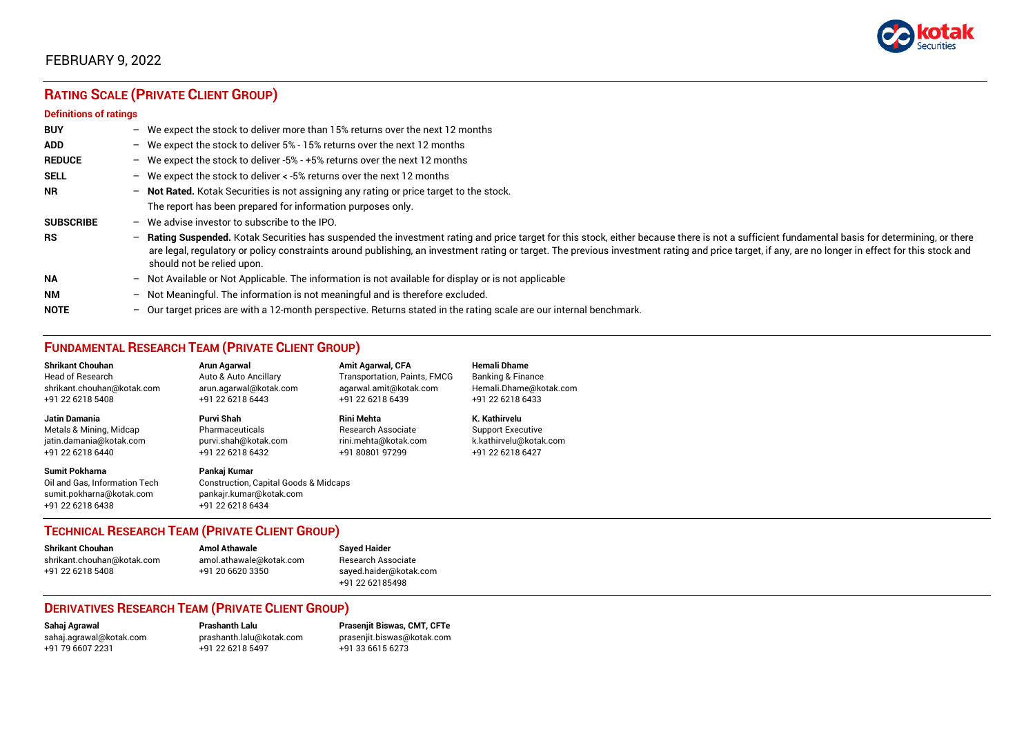FEBRUARY 9, 2022

## RATING SCALE (PRIVATE CLIENT GROUP)

### Definitions of ratings

| | |
|---|---|
| **BUY** | – We expect the stock to deliver more than 15% returns over the next 12 months |
| **ADD** | – We expect the stock to deliver 5% - 15% returns over the next 12 months |
| **REDUCE** | – We expect the stock to deliver -5% - +5% returns over the next 12 months |
| **SELL** | – We expect the stock to deliver < -5% returns over the next 12 months |
| **NR** | – **Not Rated.** Kotak Securities is not assigning any rating or price target to the stock. The report has been prepared for information purposes only. |
| **SUBSCRIBE** | – We advise investor to subscribe to the IPO. |
| **RS** | – **Rating Suspended.** Kotak Securities has suspended the investment rating and price target for this stock, either because there is not a sufficient fundamental basis for determining, or there are legal, regulatory or policy constraints around publishing, an investment rating or target. The previous investment rating and price target, if any, are no longer in effect for this stock and should not be relied upon. |
| **NA** | – Not Available or Not Applicable. The information is not available for display or is not applicable |
| **NM** | – Not Meaningful. The information is not meaningful and is therefore excluded. |
| **NOTE** | – Our target prices are with a 12-month perspective. Returns stated in the rating scale are our internal benchmark. |

## FUNDAMENTAL RESEARCH TEAM (PRIVATE CLIENT GROUP)

**Shrikant Chouhan**
Head of Research
shrikant.chouhan@kotak.com
+91 22 6218 5408

**Arun Agarwal**
Auto & Auto Ancillary
arun.agarwal@kotak.com
+91 22 6218 6443

**Amit Agarwal, CFA**
Transportation, Paints, FMCG
agarwal.amit@kotak.com
+91 22 6218 6439

**Hemali Dhame**
Banking & Finance
Hemali.Dhame@kotak.com
+91 22 6218 6433

**Jatin Damania**
Metals & Mining, Midcap
jatin.damania@kotak.com
+91 22 6218 6440

**Purvi Shah**
Pharmaceuticals
purvi.shah@kotak.com
+91 22 6218 6432

**Rini Mehta**
Research Associate
rini.mehta@kotak.com
+91 80801 97299

**K. Kathirvelu**
Support Executive
k.kathirvelu@kotak.com
+91 22 6218 6427

**Sumit Pokharna**
Oil and Gas, Information Tech
sumit.pokharna@kotak.com
+91 22 6218 6438

**Pankaj Kumar**
Construction, Capital Goods & Midcaps
pankajr.kumar@kotak.com
+91 22 6218 6434

## TECHNICAL RESEARCH TEAM (PRIVATE CLIENT GROUP)

**Shrikant Chouhan**
shrikant.chouhan@kotak.com
+91 22 6218 5408

**Amol Athawale**
amol.athawale@kotak.com
+91 20 6620 3350

**Sayed Haider**
Research Associate
sayed.haider@kotak.com
+91 22 62185498

## DERIVATIVES RESEARCH TEAM (PRIVATE CLIENT GROUP)

**Sahaj Agrawal**
sahaj.agrawal@kotak.com
+91 79 6607 2231

**Prashanth Lalu**
prashanth.lalu@kotak.com
+91 22 6218 5497

**Prasenjit Biswas, CMT, CFTe**
prasenjit.biswas@kotak.com
+91 33 6615 6273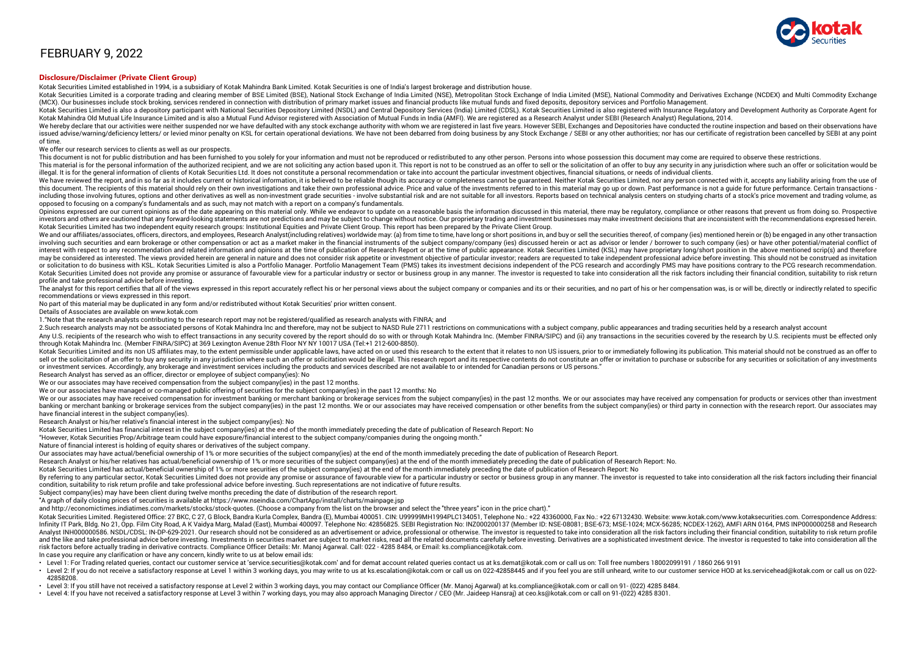# FEBRUARY 9, 2022

### Disclosure/Disclaimer (Private Client Group)

Kotak Securities Limited established in 1994, is a subsidiary of Kotak Mahindra Bank Limited. Kotak Securities is one of India's largest brokerage and distribution house.

Kotak Securities Limited is a corporate trading and clearing member of BSE Limited (BSE), National Stock Exchange of India Limited (NSE), Metropolitan Stock Exchange of India Limited (MSE), National Commodity and Derivatives Exchange (NCDEX) and Multi Commodity Exchange (MCX). Our businesses include stock broking, services rendered in connection with distribution of primary market issues and financial products like mutual funds and fixed deposits, depository services and Portfolio Management.

Kotak Securities Limited is also a depository participant with National Securities Depository Limited (NSDL) and Central Depository Services (India) Limited (CDSL). Kotak Securities Limited is also registered with Insurance Regulatory and Development Authority as Corporate Agent for Kotak Mahindra Old Mutual Life Insurance Limited and is also a Mutual Fund Advisor registered with Association of Mutual Funds in India (AMFI). We are registered as a Research Analyst under SEBI (Research Analyst) Regulations, 2014.

We hereby declare that our activities were neither suspended nor we have defaulted with any stock exchange authority with whom we are registered in last five years. However SEBI, Exchanges and Depositories have conducted the routine inspection and based on their observations have issued advise/warning/deficiency letters/ or levied minor penalty on KSL for certain operational deviations. We have not been debarred from doing business by any Stock Exchange / SEBI or any other authorities; nor has our certificate of registration been cancelled by SEBI at any point of time.

We offer our research services to clients as well as our prospects.

This document is not for public distribution and has been furnished to you solely for your information and must not be reproduced or redistributed to any other person. Persons into whose possession this document may come are required to observe these restrictions.

This material is for the personal information of the authorized recipient, and we are not soliciting any action based upon it. This report is not to be construed as an offer to sell or the solicitation of an offer to buy any security in any jurisdiction where such an offer or solicitation would be illegal. It is for the general information of clients of Kotak Securities Ltd. It does not constitute a personal recommendation or take into account the particular investment objectives, financial situations, or needs of individual clients.

We have reviewed the report, and in so far as it includes current or historical information, it is believed to be reliable though its accuracy or completeness cannot be guaranteed. Neither Kotak Securities Limited, nor any person connected with it, accepts any liability arising from the use of this document. The recipients of this material should rely on their own investigations and take their own professional advice. Price and value of the investments referred to in this material may go up or down. Past performance is not a guide for future performance. Certain transactions - including those involving futures, options and other derivatives as well as non-investment grade securities - involve substantial risk and are not suitable for all investors. Reports based on technical analysis centers on studying charts of a stock's price movement and trading volume, as opposed to focusing on a company's fundamentals and as such, may not match with a report on a company's fundamentals.

Opinions expressed are our current opinions as of the date appearing on this material only. While we endeavor to update on a reasonable basis the information discussed in this material, there may be regulatory, compliance or other reasons that prevent us from doing so. Prospective investors and others are cautioned that any forward-looking statements are not predictions and may be subject to change without notice. Our proprietary trading and investment businesses may make investment decisions that are inconsistent with the recommendations expressed herein. Kotak Securities Limited has two independent equity research groups: Institutional Equities and Private Client Group. This report has been prepared by the Private Client Group.

We and our affiliates/associates, officers, directors, and employees, Research Analyst(including relatives) worldwide may: (a) from time to time, have long or short positions in, and buy or sell the securities thereof, of company (ies) mentioned herein or (b) be engaged in any other transaction involving such securities and earn brokerage or other compensation or act as a market maker in the financial instruments of the subject company/company (ies) discussed herein or act as advisor or lender / borrower to such company (ies) or have other potential/material conflict of interest with respect to any recommendation and related information and opinions at the time of publication of Research Report or at the time of public appearance. Kotak Securities Limited (KSL) may have proprietary long/short position in the above mentioned scrip(s) and therefore may be considered as interested. The views provided herein are general in nature and does not consider risk appetite or investment objective of particular investor; readers are requested to take independent professional advice before investing. This should not be construed as invitation or solicitation to do business with KSL. Kotak Securities Limited is also a Portfolio Manager. Portfolio Management Team (PMS) takes its investment decisions independent of the PCG research and accordingly PMS may have positions contrary to the PCG research recommendation. Kotak Securities Limited does not provide any promise or assurance of favourable view for a particular industry or sector or business group in any manner. The investor is requested to take into consideration all the risk factors including their financial condition, suitability to risk return profile and take professional advice before investing.

The analyst for this report certifies that all of the views expressed in this report accurately reflect his or her personal views about the subject company or companies and its or their securities, and no part of his or her compensation was, is or will be, directly or indirectly related to specific recommendations or views expressed in this report.

No part of this material may be duplicated in any form and/or redistributed without Kotak Securities' prior written consent.

Details of Associates are available on www.kotak.com

1."Note that the research analysts contributing to the research report may not be registered/qualified as research analysts with FINRA; and

2.Such research analysts may not be associated persons of Kotak Mahindra Inc and therefore, may not be subject to NASD Rule 2711 restrictions on communications with a subject company, public appearances and trading securities held by a research analyst account

Any U.S. recipients of the research who wish to effect transactions in any security covered by the report should do so with or through Kotak Mahindra Inc. (Member FINRA/SIPC) and (ii) any transactions in the securities covered by the research by U.S. recipients must be effected only through Kotak Mahindra Inc. (Member FINRA/SIPC) at 369 Lexington Avenue 28th Floor NY NY 10017 USA (Tel:+1 212-600-8850).

Kotak Securities Limited and its non US affiliates may, to the extent permissible under applicable laws, have acted on or used this research to the extent that it relates to non US issuers, prior to or immediately following its publication. This material should not be construed as an offer to sell or the solicitation of an offer to buy any security in any jurisdiction where such an offer or solicitation would be illegal. This research report and its respective contents do not constitute an offer or invitation to purchase or subscribe for any securities or solicitation of any investments or investment services. Accordingly, any brokerage and investment services including the products and services described are not available to or intended for Canadian persons or US persons."

Research Analyst has served as an officer, director or employee of subject company(ies): No

We or our associates may have received compensation from the subject company(ies) in the past 12 months.

We or our associates have managed or co-managed public offering of securities for the subject company(ies) in the past 12 months: No

We or our associates may have received compensation for investment banking or merchant banking or brokerage services from the subject company(ies) in the past 12 months. We or our associates may have received any compensation for products or services other than investment banking or merchant banking or brokerage services from the subject company(ies) in the past 12 months. We or our associates may have received compensation or other benefits from the subject company(ies) or third party in connection with the research report. Our associates may have financial interest in the subject company(ies).

Research Analyst or his/her relative's financial interest in the subject company(ies): No

Kotak Securities Limited has financial interest in the subject company(ies) at the end of the month immediately preceding the date of publication of Research Report: No

"However, Kotak Securities Prop/Arbitrage team could have exposure/financial interest to the subject company/companies during the ongoing month."

Nature of financial interest is holding of equity shares or derivatives of the subject company.

Our associates may have actual/beneficial ownership of 1% or more securities of the subject company(ies) at the end of the month immediately preceding the date of publication of Research Report.

Research Analyst or his/her relatives has actual/beneficial ownership of 1% or more securities of the subject company(ies) at the end of the month immediately preceding the date of publication of Research Report: No.

Kotak Securities Limited has actual/beneficial ownership of 1% or more securities of the subject company(ies) at the end of the month immediately preceding the date of publication of Research Report: No

By referring to any particular sector, Kotak Securities Limited does not provide any promise or assurance of favourable view for a particular industry or sector or business group in any manner. The investor is requested to take into consideration all the risk factors including their financial condition, suitability to risk return profile and take professional advice before investing. Such representations are not indicative of future results.

Subject company(ies) may have been client during twelve months preceding the date of distribution of the research report.

"A graph of daily closing prices of securities is available at https://www.nseindia.com/ChartApp/install/charts/mainpage.jsp

and http://economictimes.indiatimes.com/markets/stocks/stock-quotes. (Choose a company from the list on the browser and select the "three years" icon in the price chart)."

Kotak Securities Limited. Registered Office: 27 BKC, C 27, G Block, Bandra Kurla Complex, Bandra (E), Mumbai 400051. CIN: U99999MH1994PLC134051, Telephone No.: +22 43360000, Fax No.: +22 67132430. Website: www.kotak.com/www.kotaksecurities.com. Correspondence Address: Infinity IT Park, Bldg. No 21, Opp. Film City Road, A K Vaidya Marg, Malad (East), Mumbai 400097. Telephone No: 42856825. SEBI Registration No: INZ000200137 (Member ID: NSE-08081; BSE-673; MSE-1024; MCX-56285; NCDEX-1262), AMFI ARN 0164, PMS INP000000258 and Research Analyst INH000000586. NSDL/CDSL: IN-DP-629-2021. Our research should not be considered as an advertisement or advice, professional or otherwise. The investor is requested to take into consideration all the risk factors including their financial condition, suitability to risk return profile and the like and take professional advice before investing. Investments in securities market are subject to market risks, read all the related documents carefully before investing. Derivatives are a sophisticated investment device. The investor is requested to take into consideration all the risk factors before actually trading in derivative contracts. Compliance Officer Details: Mr. Manoj Agarwal. Call: 022 - 4285 8484, or Email: ks.compliance@kotak.com.

In case you require any clarification or have any concern, kindly write to us at below email ids:

- Level 1: For Trading related queries, contact our customer service at 'service.securities@kotak.com' and for demat account related queries contact us at ks.demat@kotak.com or call us on: Toll free numbers 18002099191 / 1860 266 9191
- Level 2: If you do not receive a satisfactory response at Level 1 within 3 working days, you may write to us at ks.escalation@kotak.com or call us on 022-42858445 and if you feel you are still unheard, write to our customer service HOD at ks.servicehead@kotak.com or call us on 022-42858208.
- Level 3: If you still have not received a satisfactory response at Level 2 within 3 working days, you may contact our Compliance Officer (Mr. Manoj Agarwal) at ks.compliance@kotak.com or call on 91- (022) 4285 8484.
- Level 4: If you have not received a satisfactory response at Level 3 within 7 working days, you may also approach Managing Director / CEO (Mr. Jaideep Hansraj) at ceo.ks@kotak.com or call on 91-(022) 4285 8301.